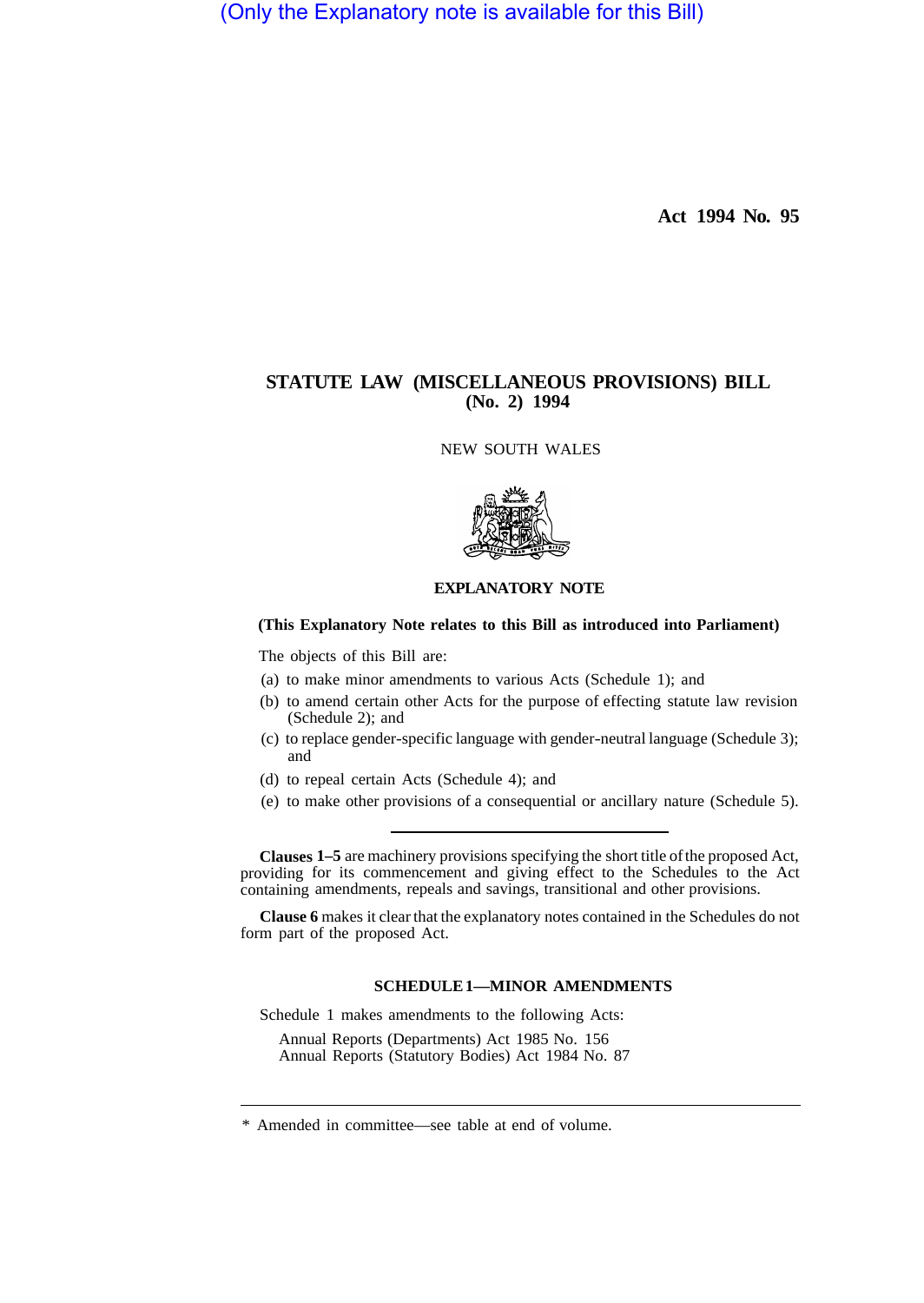(Only the Explanatory note is available for this Bill)

**Act 1994 No. 95**

# STATUTE LAW (MISCELLANEOUS PROVISIONS) BILL (No. 2) 1994

NEW SOUTH WALES

## EXPLANATORY NOTE

**(This Explanatory Note relates to this Bill as introduced into Parliament)**

The objects of this Bill are:

(a) to make minor amendments to various Acts (Schedule 1); and

(b) to amend certain other Acts for the purpose of effecting statute law revision (Schedule 2); and

(c) to replace gender-specific language with gender-neutral language (Schedule 3); and

(d) to repeal certain Acts (Schedule 4); and

(e) to make other provisions of a consequential or ancillary nature (Schedule 5).

---

**Clauses 1–5** are machinery provisions specifying the short title of the proposed Act, providing for its commencement and giving effect to the Schedules to the Act containing amendments, repeals and savings, transitional and other provisions.

**Clause 6** makes it clear that the explanatory notes contained in the Schedules do not form part of the proposed Act.

### SCHEDULE 1—MINOR AMENDMENTS

Schedule 1 makes amendments to the following Acts:

Annual Reports (Departments) Act 1985 No. 156
Annual Reports (Statutory Bodies) Act 1984 No. 87

---

* Amended in committee—see table at end of volume.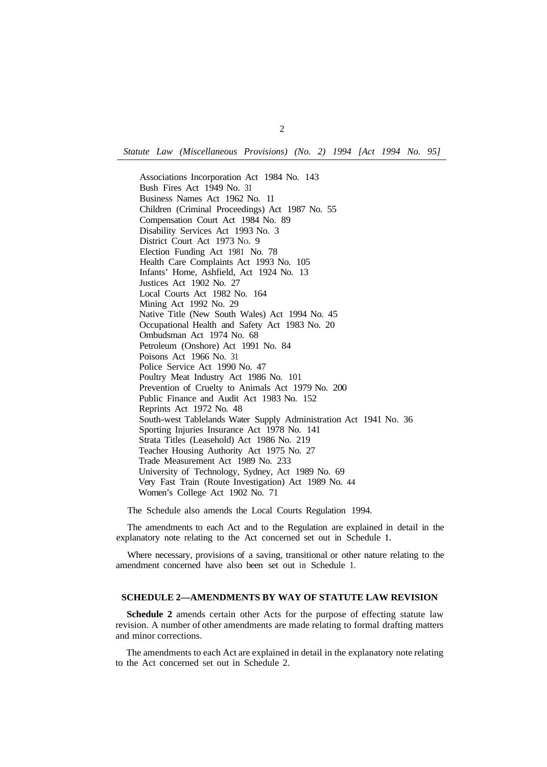Associations Incorporation Act 1984 No. 143
Bush Fires Act 1949 No. 31
Business Names Act 1962 No. 11
Children (Criminal Proceedings) Act 1987 No. 55
Compensation Court Act 1984 No. 89
Disability Services Act 1993 No. 3
District Court Act 1973 No. 9
Election Funding Act 1981 No. 78
Health Care Complaints Act 1993 No. 105
Infants' Home, Ashfield, Act 1924 No. 13
Justices Act 1902 No. 27
Local Courts Act 1982 No. 164
Mining Act 1992 No. 29
Native Title (New South Wales) Act 1994 No. 45
Occupational Health and Safety Act 1983 No. 20
Ombudsman Act 1974 No. 68
Petroleum (Onshore) Act 1991 No. 84
Poisons Act 1966 No. 31
Police Service Act 1990 No. 47
Poultry Meat Industry Act 1986 No. 101
Prevention of Cruelty to Animals Act 1979 No. 200
Public Finance and Audit Act 1983 No. 152
Reprints Act 1972 No. 48
South-west Tablelands Water Supply Administration Act 1941 No. 36
Sporting Injuries Insurance Act 1978 No. 141
Strata Titles (Leasehold) Act 1986 No. 219
Teacher Housing Authority Act 1975 No. 27
Trade Measurement Act 1989 No. 233
University of Technology, Sydney, Act 1989 No. 69
Very Fast Train (Route Investigation) Act 1989 No. 44
Women's College Act 1902 No. 71

The Schedule also amends the Local Courts Regulation 1994.

The amendments to each Act and to the Regulation are explained in detail in the explanatory note relating to the Act concerned set out in Schedule 1.

Where necessary, provisions of a saving, transitional or other nature relating to the amendment concerned have also been set out in Schedule 1.

## SCHEDULE 2—AMENDMENTS BY WAY OF STATUTE LAW REVISION

**Schedule 2** amends certain other Acts for the purpose of effecting statute law revision. A number of other amendments are made relating to formal drafting matters and minor corrections.

The amendments to each Act are explained in detail in the explanatory note relating to the Act concerned set out in Schedule 2.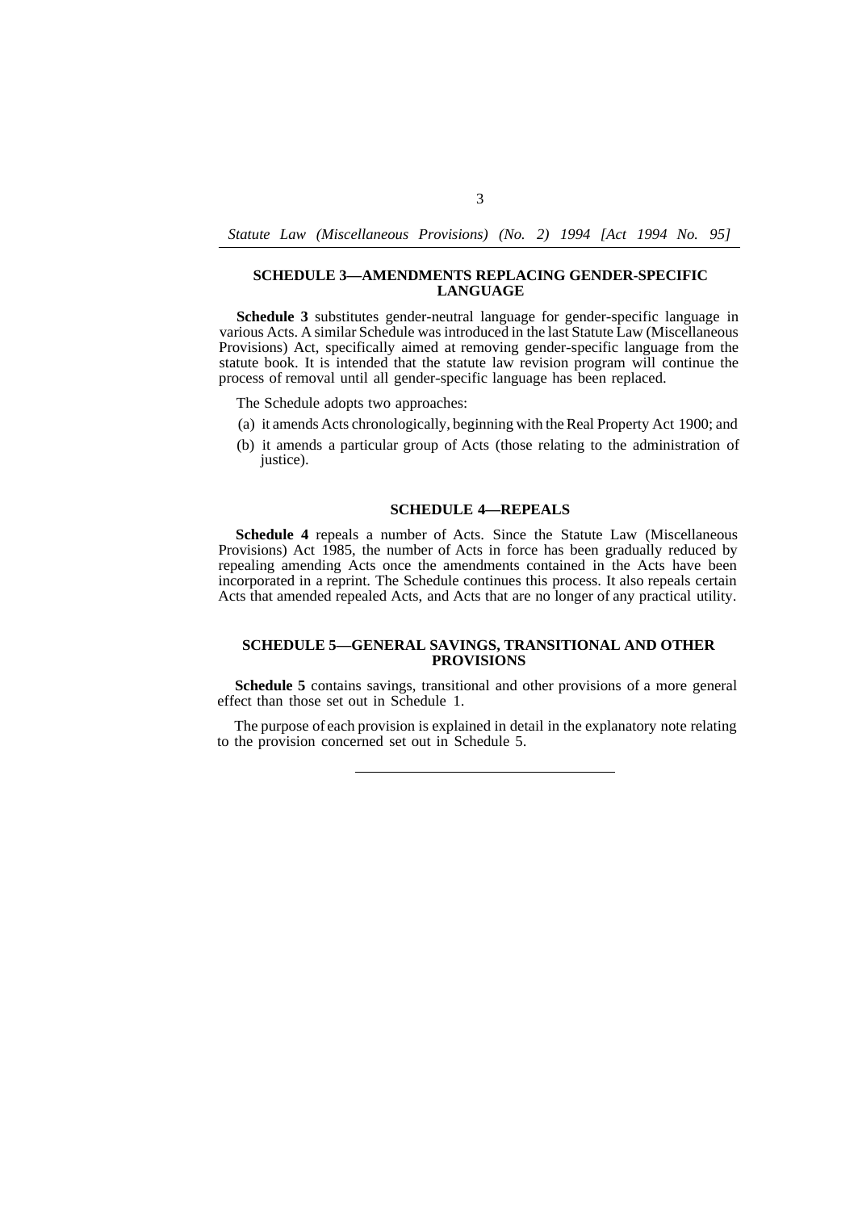## SCHEDULE 3—AMENDMENTS REPLACING GENDER-SPECIFIC LANGUAGE

**Schedule 3** substitutes gender-neutral language for gender-specific language in various Acts. A similar Schedule was introduced in the last Statute Law (Miscellaneous Provisions) Act, specifically aimed at removing gender-specific language from the statute book. It is intended that the statute law revision program will continue the process of removal until all gender-specific language has been replaced.

The Schedule adopts two approaches:

(a) it amends Acts chronologically, beginning with the Real Property Act 1900; and

(b) it amends a particular group of Acts (those relating to the administration of justice).

## SCHEDULE 4—REPEALS

**Schedule 4** repeals a number of Acts. Since the Statute Law (Miscellaneous Provisions) Act 1985, the number of Acts in force has been gradually reduced by repealing amending Acts once the amendments contained in the Acts have been incorporated in a reprint. The Schedule continues this process. It also repeals certain Acts that amended repealed Acts, and Acts that are no longer of any practical utility.

## SCHEDULE 5—GENERAL SAVINGS, TRANSITIONAL AND OTHER PROVISIONS

**Schedule 5** contains savings, transitional and other provisions of a more general effect than those set out in Schedule 1.

The purpose of each provision is explained in detail in the explanatory note relating to the provision concerned set out in Schedule 5.